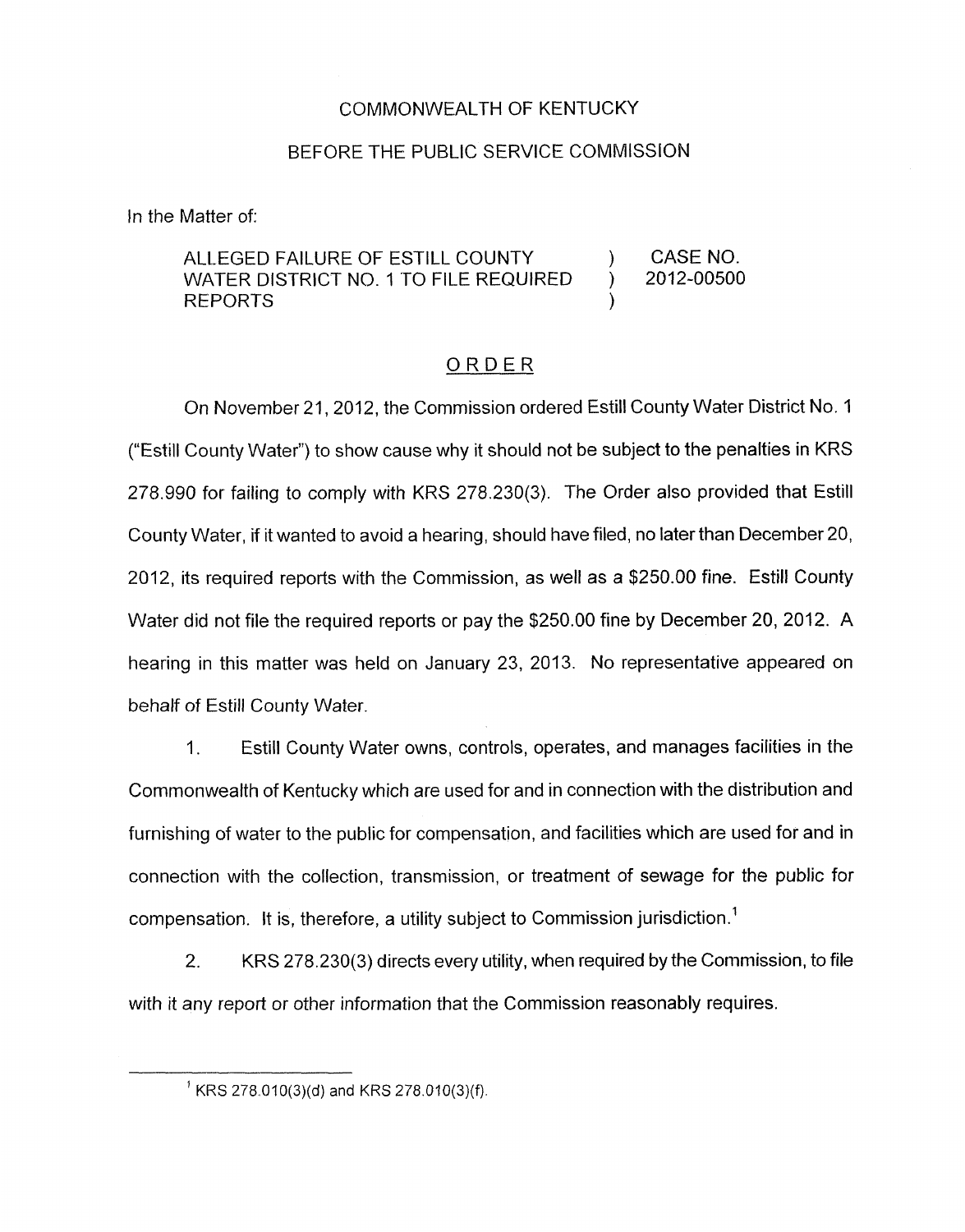COMMONWEALTH OF KENTUCKY

BEFORE THE PUBLIC SERVICE COMMISSION

In the Matter of:

| | | |
|---|---|---|
| ALLEGED FAILURE OF ESTILL COUNTY WATER DISTRICT NO. 1 TO FILE REQUIRED REPORTS | ) ) ) | CASE NO. 2012-00500 |

# ORDER

On November 21, 2012, the Commission ordered Estill County Water District No. 1 ("Estill County Water") to show cause why it should not be subject to the penalties in KRS 278.990 for failing to comply with KRS 278.230(3). The Order also provided that Estill County Water, if it wanted to avoid a hearing, should have filed, no later than December 20, 2012, its required reports with the Commission, as well as a $250.00 fine. Estill County Water did not file the required reports or pay the $250.00 fine by December 20, 2012. A hearing in this matter was held on January 23, 2013. No representative appeared on behalf of Estill County Water.

1. Estill County Water owns, controls, operates, and manages facilities in the Commonwealth of Kentucky which are used for and in connection with the distribution and furnishing of water to the public for compensation, and facilities which are used for and in connection with the collection, transmission, or treatment of sewage for the public for compensation. It is, therefore, a utility subject to Commission jurisdiction.[1]

2. KRS 278.230(3) directs every utility, when required by the Commission, to file with it any report or other information that the Commission reasonably requires.

---

[1] KRS 278.010(3)(d) and KRS 278.010(3)(f).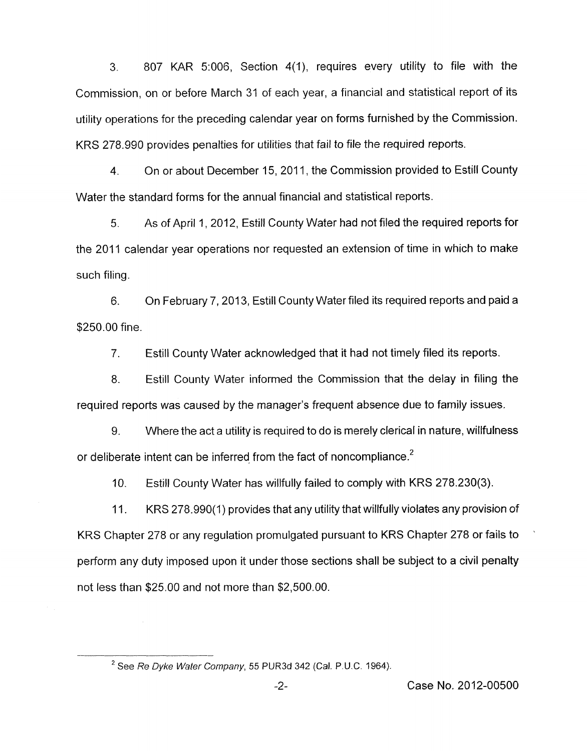3. 807 KAR 5:006, Section 4(1), requires every utility to file with the Commission, on or before March 31 of each year, a financial and statistical report of its utility operations for the preceding calendar year on forms furnished by the Commission. KRS 278.990 provides penalties for utilities that fail to file the required reports.

4. On or about December 15, 2011, the Commission provided to Estill County Water the standard forms for the annual financial and statistical reports.

5. As of April 1, 2012, Estill County Water had not filed the required reports for the 2011 calendar year operations nor requested an extension of time in which to make such filing.

6. On February 7, 2013, Estill County Water filed its required reports and paid a $250.00 fine.

7. Estill County Water acknowledged that it had not timely filed its reports.

8. Estill County Water informed the Commission that the delay in filing the required reports was caused by the manager's frequent absence due to family issues.

9. Where the act a utility is required to do is merely clerical in nature, willfulness or deliberate intent can be inferred from the fact of noncompliance.[2]

10. Estill County Water has willfully failed to comply with KRS 278.230(3).

11. KRS 278.990(1) provides that any utility that willfully violates any provision of KRS Chapter 278 or any regulation promulgated pursuant to KRS Chapter 278 or fails to perform any duty imposed upon it under those sections shall be subject to a civil penalty not less than $25.00 and not more than $2,500.00.

---

[2] See *Re Dyke Water Company*, 55 PUR3d 342 (Cal. P.U.C. 1964).

Case No. 2012-00500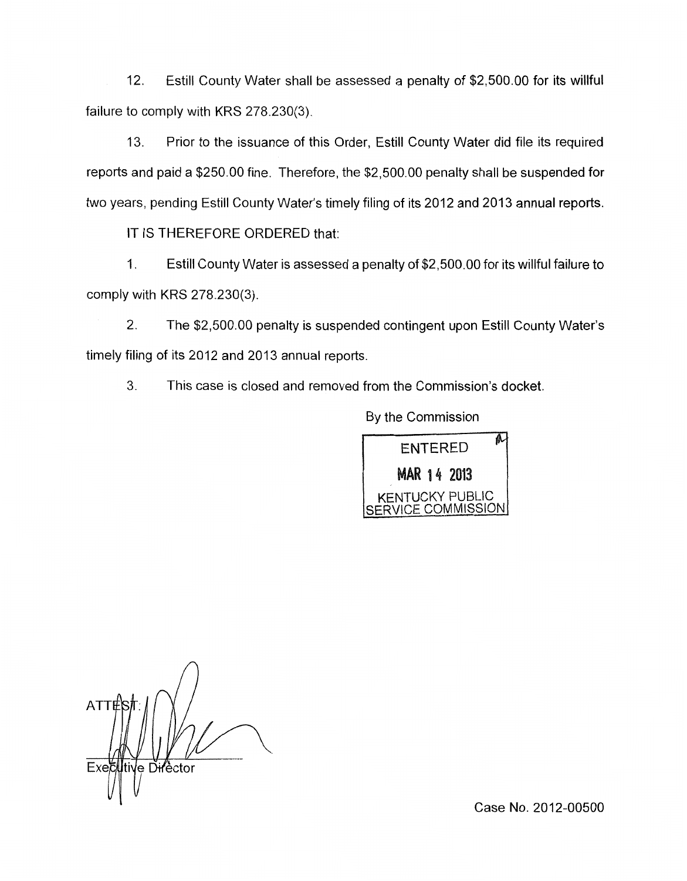12. Estill County Water shall be assessed a penalty of $2,500.00 for its willful failure to comply with KRS 278.230(3).

13. Prior to the issuance of this Order, Estill County Water did file its required reports and paid a $250.00 fine. Therefore, the $2,500.00 penalty shall be suspended for two years, pending Estill County Water's timely filing of its 2012 and 2013 annual reports.

IT IS THEREFORE ORDERED that:

1. Estill County Water is assessed a penalty of $2,500.00 for its willful failure to comply with KRS 278.230(3).

2. The $2,500.00 penalty is suspended contingent upon Estill County Water's timely filing of its 2012 and 2013 annual reports.

3. This case is closed and removed from the Commission's docket.

By the Commission

ENTERED
MAR 14 2013
KENTUCKY PUBLIC SERVICE COMMISSION

ATTEST:

Executive Director

Case No. 2012-00500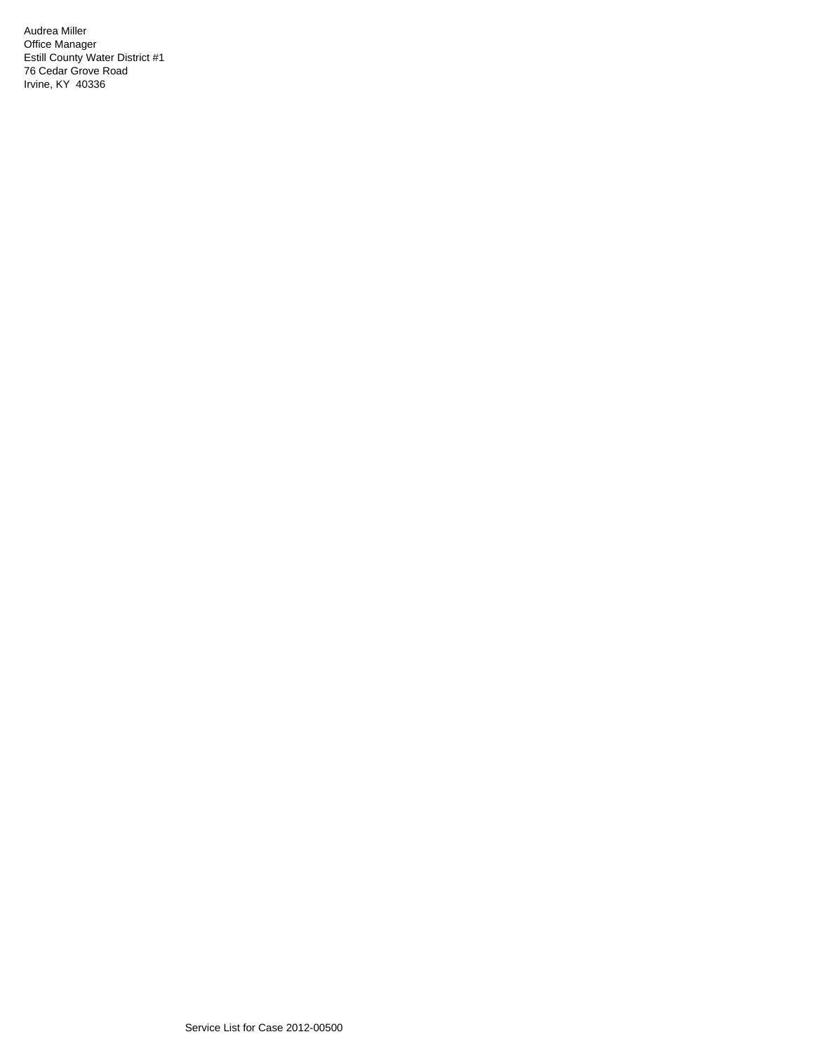Audrea Miller
Office Manager
Estill County Water District #1
76 Cedar Grove Road
Irvine, KY  40336